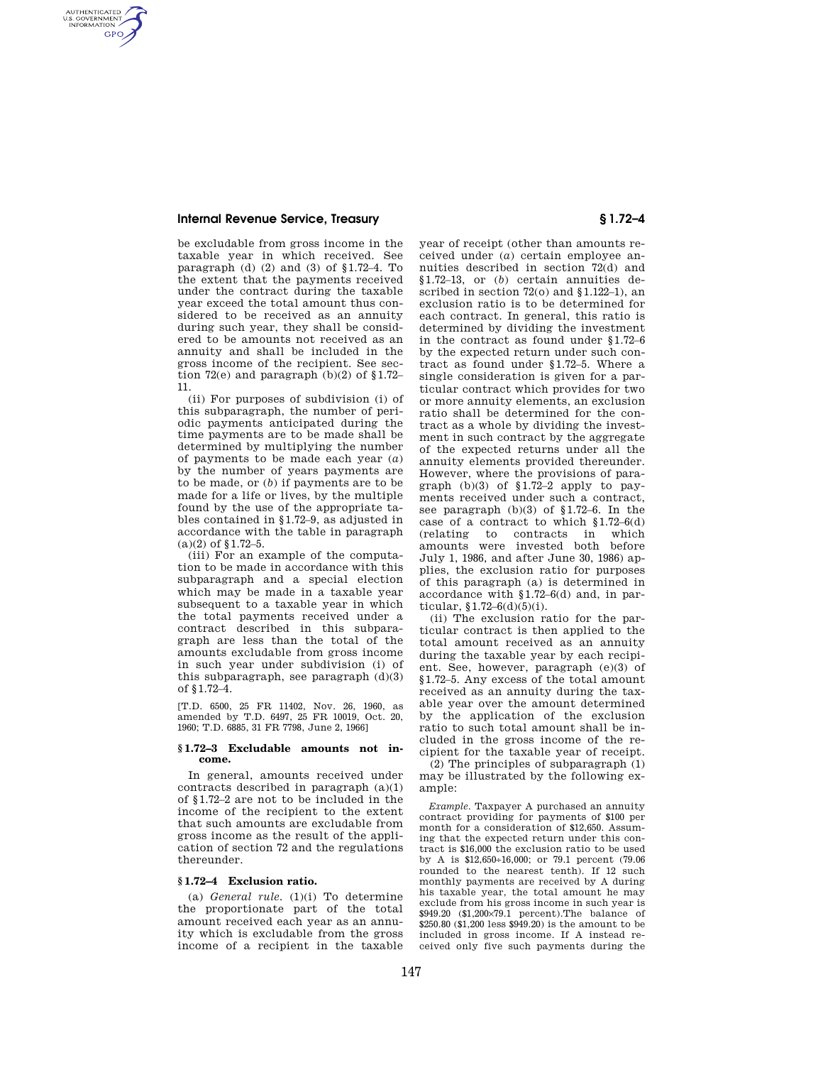be excludable from gross income in the taxable year in which received. See paragraph (d) (2) and (3) of §1.72–4. To the extent that the payments received under the contract during the taxable year exceed the total amount thus considered to be received as an annuity during such year, they shall be considered to be amounts not received as an annuity and shall be included in the gross income of the recipient. See section 72(e) and paragraph (b)(2) of §1.72–11.

(ii) For purposes of subdivision (i) of this subparagraph, the number of periodic payments anticipated during the time payments are to be made shall be determined by multiplying the number of payments to be made each year (*a*) by the number of years payments are to be made, or (*b*) if payments are to be made for a life or lives, by the multiple found by the use of the appropriate tables contained in §1.72–9, as adjusted in accordance with the table in paragraph (a)(2) of §1.72–5.

(iii) For an example of the computation to be made in accordance with this subparagraph and a special election which may be made in a taxable year subsequent to a taxable year in which the total payments received under a contract described in this subparagraph are less than the total of the amounts excludable from gross income in such year under subdivision (i) of this subparagraph, see paragraph (d)(3) of §1.72–4.

[T.D. 6500, 25 FR 11402, Nov. 26, 1960, as amended by T.D. 6497, 25 FR 10019, Oct. 20, 1960; T.D. 6885, 31 FR 7798, June 2, 1966]

### §1.72–3 Excludable amounts not income.

In general, amounts received under contracts described in paragraph (a)(1) of §1.72–2 are not to be included in the income of the recipient to the extent that such amounts are excludable from gross income as the result of the application of section 72 and the regulations thereunder.

### §1.72–4 Exclusion ratio.

(a) *General rule.* (1)(i) To determine the proportionate part of the total amount received each year as an annuity which is excludable from the gross income of a recipient in the taxable year of receipt (other than amounts received under (*a*) certain employee annuities described in section 72(d) and §1.72–13, or (*b*) certain annuities described in section 72(o) and §1.122–1), an exclusion ratio is to be determined for each contract. In general, this ratio is determined by dividing the investment in the contract as found under §1.72–6 by the expected return under such contract as found under §1.72–5. Where a single consideration is given for a particular contract which provides for two or more annuity elements, an exclusion ratio shall be determined for the contract as a whole by dividing the investment in such contract by the aggregate of the expected returns under all the annuity elements provided thereunder. However, where the provisions of paragraph (b)(3) of §1.72–2 apply to payments received under such a contract, see paragraph (b)(3) of §1.72–6. In the case of a contract to which §1.72–6(d) (relating to contracts in which amounts were invested both before July 1, 1986, and after June 30, 1986) applies, the exclusion ratio for purposes of this paragraph (a) is determined in accordance with §1.72–6(d) and, in particular, §1.72–6(d)(5)(i).

(ii) The exclusion ratio for the particular contract is then applied to the total amount received as an annuity during the taxable year by each recipient. See, however, paragraph (e)(3) of §1.72–5. Any excess of the total amount received as an annuity during the taxable year over the amount determined by the application of the exclusion ratio to such total amount shall be included in the gross income of the recipient for the taxable year of receipt.

(2) The principles of subparagraph (1) may be illustrated by the following example:

*Example.* Taxpayer A purchased an annuity contract providing for payments of \$100 per month for a consideration of \$12,650. Assuming that the expected return under this contract is \$16,000 the exclusion ratio to be used by A is \$12,650÷16,000; or 79.1 percent (79.06 rounded to the nearest tenth). If 12 such monthly payments are received by A during his taxable year, the total amount he may exclude from his gross income in such year is \$949.20 (\$1,200×79.1 percent).The balance of \$250.80 (\$1,200 less \$949.20) is the amount to be included in gross income. If A instead received only five such payments during the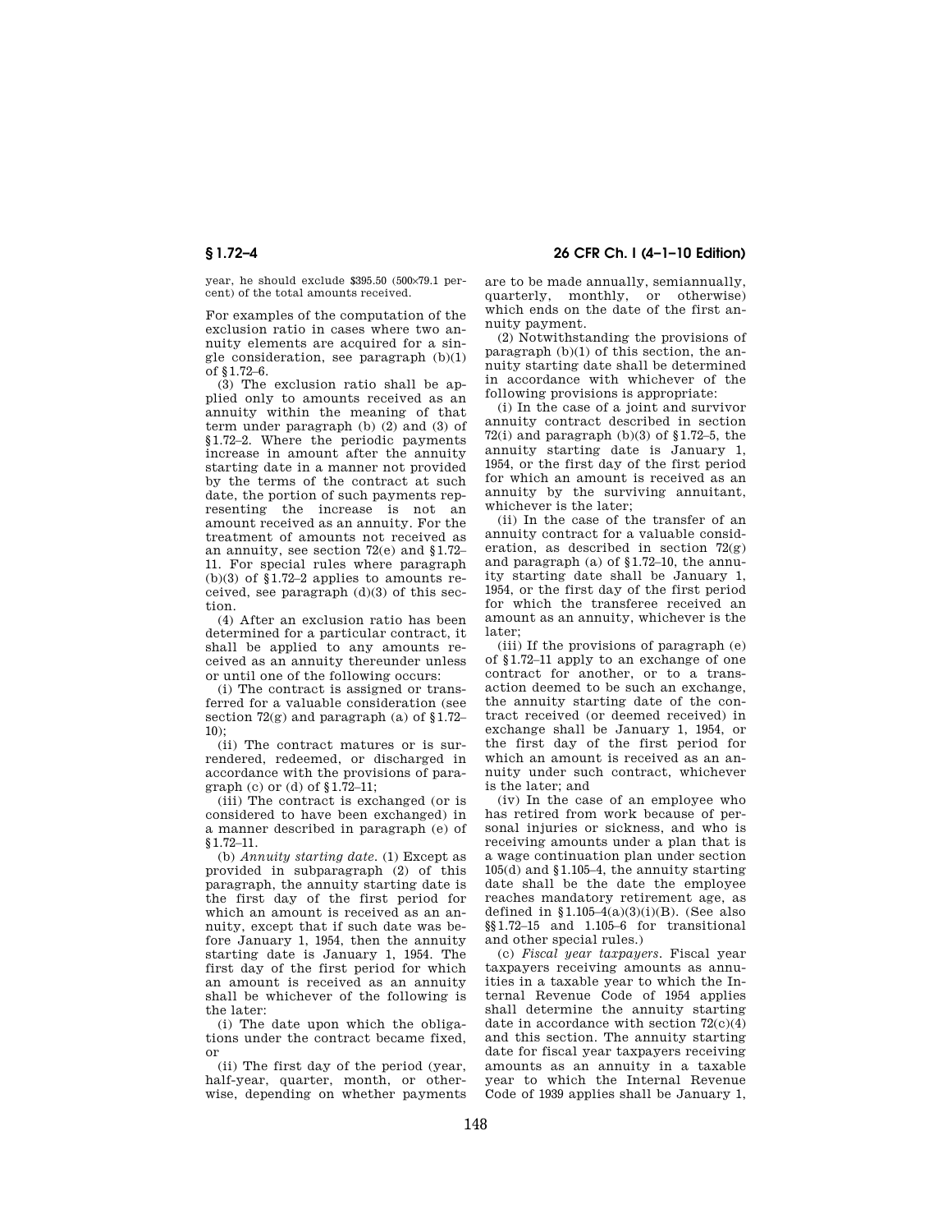year, he should exclude $395.50 (500×79.1 percent) of the total amounts received.

For examples of the computation of the exclusion ratio in cases where two annuity elements are acquired for a single consideration, see paragraph (b)(1) of §1.72–6.

(3) The exclusion ratio shall be applied only to amounts received as an annuity within the meaning of that term under paragraph (b) (2) and (3) of §1.72–2. Where the periodic payments increase in amount after the annuity starting date in a manner not provided by the terms of the contract at such date, the portion of such payments representing the increase is not an amount received as an annuity. For the treatment of amounts not received as an annuity, see section 72(e) and §1.72–11. For special rules where paragraph (b)(3) of §1.72–2 applies to amounts received, see paragraph (d)(3) of this section.

(4) After an exclusion ratio has been determined for a particular contract, it shall be applied to any amounts received as an annuity thereunder unless or until one of the following occurs:

(i) The contract is assigned or transferred for a valuable consideration (see section 72(g) and paragraph (a) of §1.72–10);

(ii) The contract matures or is surrendered, redeemed, or discharged in accordance with the provisions of paragraph (c) or (d) of §1.72–11;

(iii) The contract is exchanged (or is considered to have been exchanged) in a manner described in paragraph (e) of §1.72–11.

(b) *Annuity starting date.* (1) Except as provided in subparagraph (2) of this paragraph, the annuity starting date is the first day of the first period for which an amount is received as an annuity, except that if such date was before January 1, 1954, then the annuity starting date is January 1, 1954. The first day of the first period for which an amount is received as an annuity shall be whichever of the following is the later:

(i) The date upon which the obligations under the contract became fixed, or

(ii) The first day of the period (year, half-year, quarter, month, or otherwise, depending on whether payments are to be made annually, semiannually, quarterly, monthly, or otherwise) which ends on the date of the first annuity payment.

(2) Notwithstanding the provisions of paragraph (b)(1) of this section, the annuity starting date shall be determined in accordance with whichever of the following provisions is appropriate:

(i) In the case of a joint and survivor annuity contract described in section 72(i) and paragraph (b)(3) of §1.72–5, the annuity starting date is January 1, 1954, or the first day of the first period for which an amount is received as an annuity by the surviving annuitant, whichever is the later;

(ii) In the case of the transfer of an annuity contract for a valuable consideration, as described in section 72(g) and paragraph (a) of §1.72–10, the annuity starting date shall be January 1, 1954, or the first day of the first period for which the transferee received an amount as an annuity, whichever is the later;

(iii) If the provisions of paragraph (e) of §1.72–11 apply to an exchange of one contract for another, or to a transaction deemed to be such an exchange, the annuity starting date of the contract received (or deemed received) in exchange shall be January 1, 1954, or the first day of the first period for which an amount is received as an annuity under such contract, whichever is the later; and

(iv) In the case of an employee who has retired from work because of personal injuries or sickness, and who is receiving amounts under a plan that is a wage continuation plan under section 105(d) and §1.105–4, the annuity starting date shall be the date the employee reaches mandatory retirement age, as defined in §1.105–4(a)(3)(i)(B). (See also §§1.72–15 and 1.105–6 for transitional and other special rules.)

(c) *Fiscal year taxpayers.* Fiscal year taxpayers receiving amounts as annuities in a taxable year to which the Internal Revenue Code of 1954 applies shall determine the annuity starting date in accordance with section 72(c)(4) and this section. The annuity starting date for fiscal year taxpayers receiving amounts as an annuity in a taxable year to which the Internal Revenue Code of 1939 applies shall be January 1,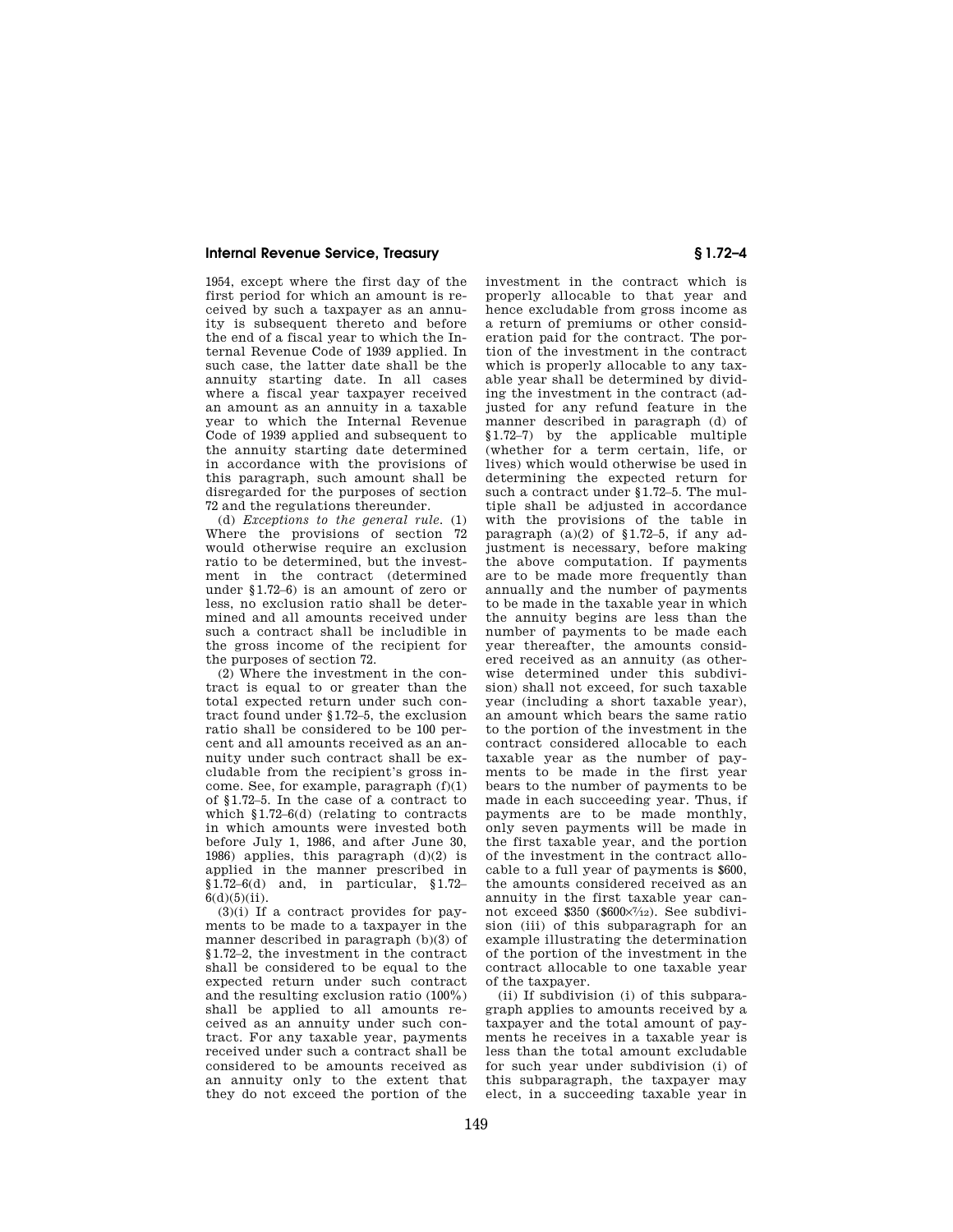1954, except where the first day of the first period for which an amount is received by such a taxpayer as an annuity is subsequent thereto and before the end of a fiscal year to which the Internal Revenue Code of 1939 applied. In such case, the latter date shall be the annuity starting date. In all cases where a fiscal year taxpayer received an amount as an annuity in a taxable year to which the Internal Revenue Code of 1939 applied and subsequent to the annuity starting date determined in accordance with the provisions of this paragraph, such amount shall be disregarded for the purposes of section 72 and the regulations thereunder.

(d) *Exceptions to the general rule.* (1) Where the provisions of section 72 would otherwise require an exclusion ratio to be determined, but the investment in the contract (determined under §1.72–6) is an amount of zero or less, no exclusion ratio shall be determined and all amounts received under such a contract shall be includible in the gross income of the recipient for the purposes of section 72.

(2) Where the investment in the contract is equal to or greater than the total expected return under such contract found under §1.72–5, the exclusion ratio shall be considered to be 100 percent and all amounts received as an annuity under such contract shall be excludable from the recipient's gross income. See, for example, paragraph (f)(1) of §1.72–5. In the case of a contract to which §1.72–6(d) (relating to contracts in which amounts were invested both before July 1, 1986, and after June 30, 1986) applies, this paragraph (d)(2) is applied in the manner prescribed in §1.72–6(d) and, in particular, §1.72–6(d)(5)(ii).

(3)(i) If a contract provides for payments to be made to a taxpayer in the manner described in paragraph (b)(3) of §1.72–2, the investment in the contract shall be considered to be equal to the expected return under such contract and the resulting exclusion ratio (100%) shall be applied to all amounts received as an annuity under such contract. For any taxable year, payments received under such a contract shall be considered to be amounts received as an annuity only to the extent that they do not exceed the portion of the investment in the contract which is properly allocable to that year and hence excludable from gross income as a return of premiums or other consideration paid for the contract. The portion of the investment in the contract which is properly allocable to any taxable year shall be determined by dividing the investment in the contract (adjusted for any refund feature in the manner described in paragraph (d) of §1.72–7) by the applicable multiple (whether for a term certain, life, or lives) which would otherwise be used in determining the expected return for such a contract under §1.72–5. The multiple shall be adjusted in accordance with the provisions of the table in paragraph (a)(2) of §1.72–5, if any adjustment is necessary, before making the above computation. If payments are to be made more frequently than annually and the number of payments to be made in the taxable year in which the annuity begins are less than the number of payments to be made each year thereafter, the amounts considered received as an annuity (as otherwise determined under this subdivision) shall not exceed, for such taxable year (including a short taxable year), an amount which bears the same ratio to the portion of the investment in the contract considered allocable to each taxable year as the number of payments to be made in the first year bears to the number of payments to be made in each succeeding year. Thus, if payments are to be made monthly, only seven payments will be made in the first taxable year, and the portion of the investment in the contract allocable to a full year of payments is $600, the amounts considered received as an annuity in the first taxable year cannot exceed $350 ($600×7/12). See subdivision (iii) of this subparagraph for an example illustrating the determination of the portion of the investment in the contract allocable to one taxable year of the taxpayer.

(ii) If subdivision (i) of this subparagraph applies to amounts received by a taxpayer and the total amount of payments he receives in a taxable year is less than the total amount excludable for such year under subdivision (i) of this subparagraph, the taxpayer may elect, in a succeeding taxable year in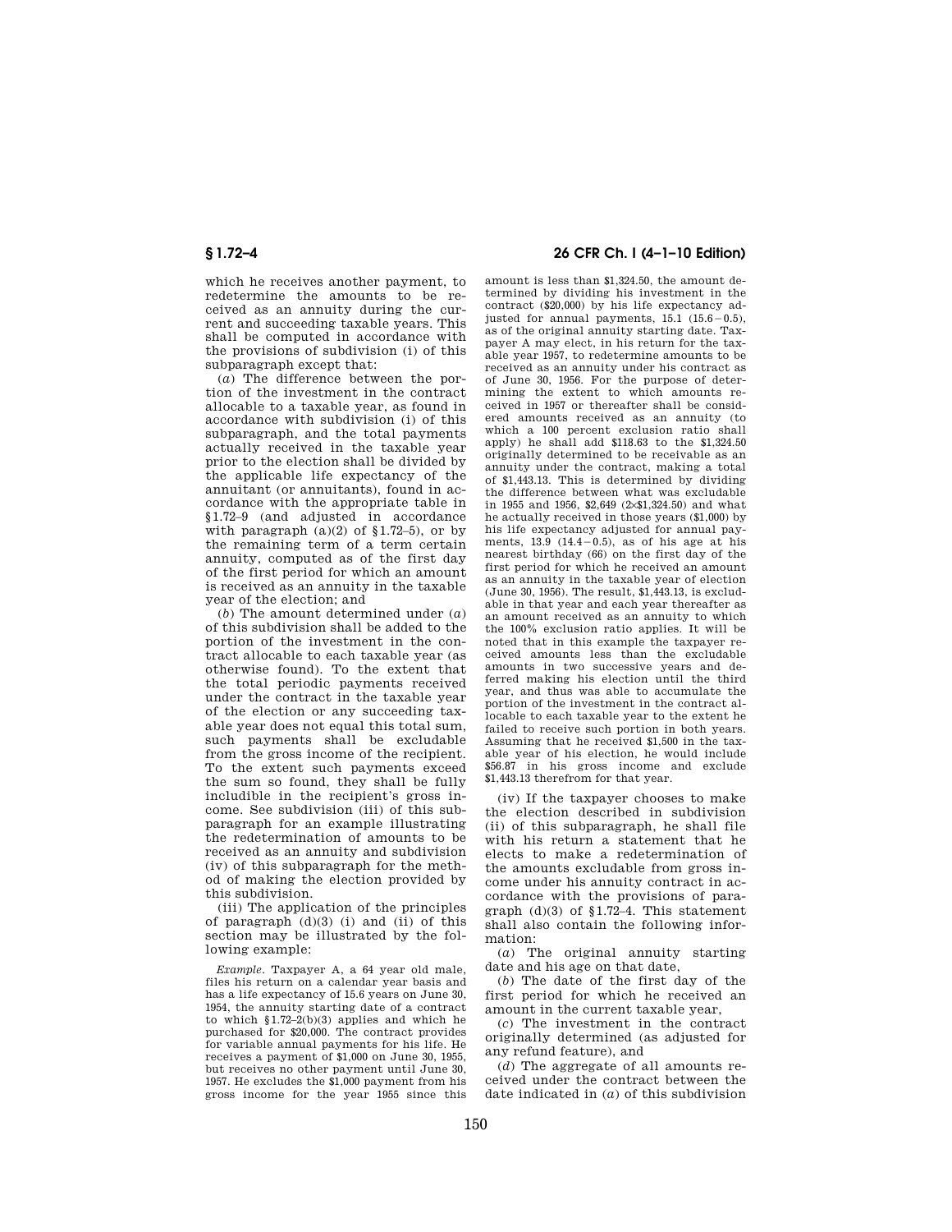which he receives another payment, to redetermine the amounts to be received as an annuity during the current and succeeding taxable years. This shall be computed in accordance with the provisions of subdivision (i) of this subparagraph except that:

(*a*) The difference between the portion of the investment in the contract allocable to a taxable year, as found in accordance with subdivision (i) of this subparagraph, and the total payments actually received in the taxable year prior to the election shall be divided by the applicable life expectancy of the annuitant (or annuitants), found in accordance with the appropriate table in §1.72–9 (and adjusted in accordance with paragraph (a)(2) of §1.72–5), or by the remaining term of a term certain annuity, computed as of the first day of the first period for which an amount is received as an annuity in the taxable year of the election; and

(*b*) The amount determined under (*a*) of this subdivision shall be added to the portion of the investment in the contract allocable to each taxable year (as otherwise found). To the extent that the total periodic payments received under the contract in the taxable year of the election or any succeeding taxable year does not equal this total sum, such payments shall be excludable from the gross income of the recipient. To the extent such payments exceed the sum so found, they shall be fully includible in the recipient's gross income. See subdivision (iii) of this subparagraph for an example illustrating the redetermination of amounts to be received as an annuity and subdivision (iv) of this subparagraph for the method of making the election provided by this subdivision.

(iii) The application of the principles of paragraph (d)(3) (i) and (ii) of this section may be illustrated by the following example:

*Example.* Taxpayer A, a 64 year old male, files his return on a calendar year basis and has a life expectancy of 15.6 years on June 30, 1954, the annuity starting date of a contract to which §1.72–2(b)(3) applies and which he purchased for $20,000. The contract provides for variable annual payments for his life. He receives a payment of $1,000 on June 30, 1955, but receives no other payment until June 30, 1957. He excludes the $1,000 payment from his gross income for the year 1955 since this amount is less than $1,324.50, the amount determined by dividing his investment in the contract ($20,000) by his life expectancy adjusted for annual payments, 15.1 (15.6 − 0.5), as of the original annuity starting date. Taxpayer A may elect, in his return for the taxable year 1957, to redetermine amounts to be received as an annuity under his contract as of June 30, 1956. For the purpose of determining the extent to which amounts received in 1957 or thereafter shall be considered amounts received as an annuity (to which a 100 percent exclusion ratio shall apply) he shall add $118.63 to the $1,324.50 originally determined to be receivable as an annuity under the contract, making a total of $1,443.13. This is determined by dividing the difference between what was excludable in 1955 and 1956, $2,649 (2×$1,324.50) and what he actually received in those years ($1,000) by his life expectancy adjusted for annual payments, 13.9 (14.4 − 0.5), as of his age at his nearest birthday (66) on the first day of the first period for which he received an amount as an annuity in the taxable year of election (June 30, 1956). The result, $1,443.13, is excludable in that year and each year thereafter as an amount received as an annuity to which the 100% exclusion ratio applies. It will be noted that in this example the taxpayer received amounts less than the excludable amounts in two successive years and deferred making his election until the third year, and thus was able to accumulate the portion of the investment in the contract allocable to each taxable year to the extent he failed to receive such portion in both years. Assuming that he received $1,500 in the taxable year of his election, he would include $56.87 in his gross income and exclude $1,443.13 therefrom for that year.

(iv) If the taxpayer chooses to make the election described in subdivision (ii) of this subparagraph, he shall file with his return a statement that he elects to make a redetermination of the amounts excludable from gross income under his annuity contract in accordance with the provisions of paragraph (d)(3) of §1.72–4. This statement shall also contain the following information:

(*a*) The original annuity starting date and his age on that date,

(*b*) The date of the first day of the first period for which he received an amount in the current taxable year,

(*c*) The investment in the contract originally determined (as adjusted for any refund feature), and

(*d*) The aggregate of all amounts received under the contract between the date indicated in (*a*) of this subdivision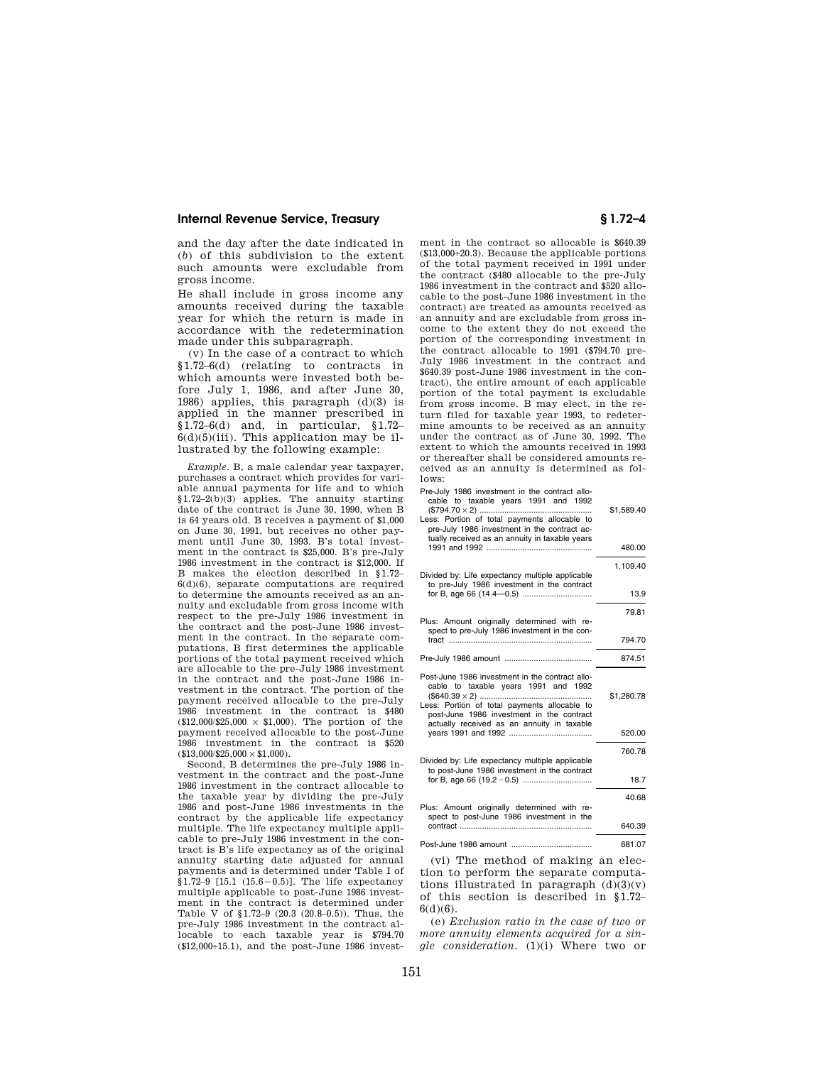and the day after the date indicated in (*b*) of this subdivision to the extent such amounts were excludable from gross income.

He shall include in gross income any amounts received during the taxable year for which the return is made in accordance with the redetermination made under this subparagraph.

(v) In the case of a contract to which §1.72–6(d) (relating to contracts in which amounts were invested both before July 1, 1986, and after June 30, 1986) applies, this paragraph (d)(3) is applied in the manner prescribed in §1.72–6(d) and, in particular, §1.72–6(d)(5)(iii). This application may be illustrated by the following example:

*Example.* B, a male calendar year taxpayer, purchases a contract which provides for variable annual payments for life and to which §1.72–2(b)(3) applies. The annuity starting date of the contract is June 30, 1990, when B is 64 years old. B receives a payment of $1,000 on June 30, 1991, but receives no other payment until June 30, 1993. B's total investment in the contract is $25,000. B's pre-July 1986 investment in the contract is $12,000. If B makes the election described in §1.72–6(d)(6), separate computations are required to determine the amounts received as an annuity and excludable from gross income with respect to the pre-July 1986 investment in the contract and the post-June 1986 investment in the contract. In the separate computations, B first determines the applicable portions of the total payment received which are allocable to the pre-July 1986 investment in the contract and the post-June 1986 investment in the contract. The portion of the payment received allocable to the pre-July 1986 investment in the contract is $480 ($12,000/$25,000 × $1,000). The portion of the payment received allocable to the post-June 1986 investment in the contract is $520 ($13,000/$25,000 × $1,000).

Second, B determines the pre-July 1986 investment in the contract and the post-June 1986 investment in the contract allocable to the taxable year by dividing the pre-July 1986 and post-June 1986 investments in the contract by the applicable life expectancy multiple. The life expectancy multiple applicable to pre-July 1986 investment in the contract is B's life expectancy as of the original annuity starting date adjusted for annual payments and is determined under Table I of §1.72–9 [15.1 (15.6 − 0.5)]. The life expectancy multiple applicable to post-June 1986 investment in the contract is determined under Table V of §1.72–9 (20.3 (20.8–0.5)). Thus, the pre-July 1986 investment in the contract allocable to each taxable year is $794.70 ($12,000÷15.1), and the post-June 1986 investment in the contract so allocable is $640.39 ($13,000÷20.3). Because the applicable portions of the total payment received in 1991 under the contract ($480 allocable to the pre-July 1986 investment in the contract and $520 allocable to the post-June 1986 investment in the contract) are treated as amounts received as an annuity and are excludable from gross income to the extent they do not exceed the portion of the corresponding investment in the contract allocable to 1991 ($794.70 pre-July 1986 investment in the contract and $640.39 post-June 1986 investment in the contract), the entire amount of each applicable portion of the total payment is excludable from gross income. B may elect, in the return filed for taxable year 1993, to redetermine amounts to be received as an annuity under the contract as of June 30, 1992. The extent to which the amounts received in 1993 or thereafter shall be considered amounts received as an annuity is determined as follows:

| | |
|---|---|
| Pre-July 1986 investment in the contract allocable to taxable years 1991 and 1992 ($794.70 × 2) | $1,589.40 |
| Less: Portion of total payments allocable to pre-July 1986 investment in the contract actually received as an annuity in taxable years 1991 and 1992 | 480.00 |
| | 1,109.40 |
| Divided by: Life expectancy multiple applicable to pre-July 1986 investment in the contract for B, age 66 (14.4—0.5) | 13.9 |
| | 79.81 |
| Plus: Amount originally determined with respect to pre-July 1986 investment in the contract | 794.70 |
| Pre-July 1986 amount | 874.51 |
| Post-June 1986 investment in the contract allocable to taxable years 1991 and 1992 ($640.39 × 2) | $1,280.78 |
| Less: Portion of total payments allocable to post-June 1986 investment in the contract actually received as an annuity in taxable years 1991 and 1992 | 520.00 |
| | 760.78 |
| Divided by: Life expectancy multiple applicable to post-June 1986 investment in the contract for B, age 66 (19.2 − 0.5) | 18.7 |
| | 40.68 |
| Plus: Amount originally determined with respect to post-June 1986 investment in the contract | 640.39 |
| Post-June 1986 amount | 681.07 |

(vi) The method of making an election to perform the separate computations illustrated in paragraph (d)(3)(v) of this section is described in §1.72–6(d)(6).

(e) *Exclusion ratio in the case of two or more annuity elements acquired for a single consideration.* (1)(i) Where two or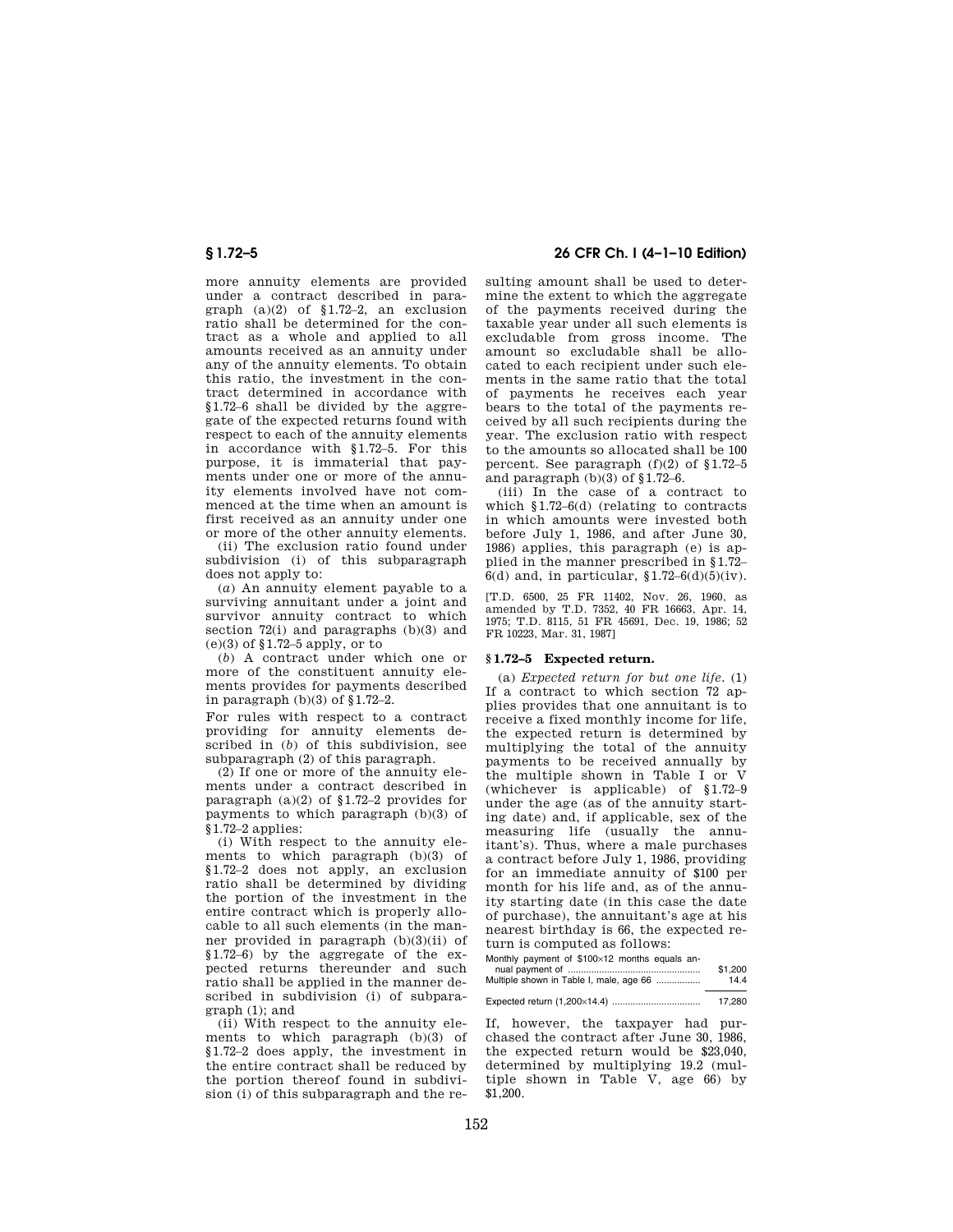more annuity elements are provided under a contract described in paragraph (a)(2) of §1.72–2, an exclusion ratio shall be determined for the contract as a whole and applied to all amounts received as an annuity under any of the annuity elements. To obtain this ratio, the investment in the contract determined in accordance with §1.72–6 shall be divided by the aggregate of the expected returns found with respect to each of the annuity elements in accordance with §1.72–5. For this purpose, it is immaterial that payments under one or more of the annuity elements involved have not commenced at the time when an amount is first received as an annuity under one or more of the other annuity elements.

(ii) The exclusion ratio found under subdivision (i) of this subparagraph does not apply to:

(*a*) An annuity element payable to a surviving annuitant under a joint and survivor annuity contract to which section 72(i) and paragraphs (b)(3) and (e)(3) of §1.72–5 apply, or to

(*b*) A contract under which one or more of the constituent annuity elements provides for payments described in paragraph (b)(3) of §1.72–2.

For rules with respect to a contract providing for annuity elements described in (*b*) of this subdivision, see subparagraph (2) of this paragraph.

(2) If one or more of the annuity elements under a contract described in paragraph (a)(2) of §1.72–2 provides for payments to which paragraph (b)(3) of §1.72–2 applies:

(i) With respect to the annuity elements to which paragraph (b)(3) of §1.72–2 does not apply, an exclusion ratio shall be determined by dividing the portion of the investment in the entire contract which is properly allocable to all such elements (in the manner provided in paragraph (b)(3)(ii) of §1.72–6) by the aggregate of the expected returns thereunder and such ratio shall be applied in the manner described in subdivision (i) of subparagraph (1); and

(ii) With respect to the annuity elements to which paragraph (b)(3) of §1.72–2 does apply, the investment in the entire contract shall be reduced by the portion thereof found in subdivision (i) of this subparagraph and the resulting amount shall be used to determine the extent to which the aggregate of the payments received during the taxable year under all such elements is excludable from gross income. The amount so excludable shall be allocated to each recipient under such elements in the same ratio that the total of payments he receives each year bears to the total of the payments received by all such recipients during the year. The exclusion ratio with respect to the amounts so allocated shall be 100 percent. See paragraph (f)(2) of §1.72–5 and paragraph (b)(3) of §1.72–6.

(iii) In the case of a contract to which §1.72–6(d) (relating to contracts in which amounts were invested both before July 1, 1986, and after June 30, 1986) applies, this paragraph (e) is applied in the manner prescribed in §1.72–6(d) and, in particular, §1.72–6(d)(5)(iv).

[T.D. 6500, 25 FR 11402, Nov. 26, 1960, as amended by T.D. 7352, 40 FR 16663, Apr. 14, 1975; T.D. 8115, 51 FR 45691, Dec. 19, 1986; 52 FR 10223, Mar. 31, 1987]

## §1.72–5 Expected return.

(a) *Expected return for but one life.* (1) If a contract to which section 72 applies provides that one annuitant is to receive a fixed monthly income for life, the expected return is determined by multiplying the total of the annuity payments to be received annually by the multiple shown in Table I or V (whichever is applicable) of §1.72–9 under the age (as of the annuity starting date) and, if applicable, sex of the measuring life (usually the annuitant's). Thus, where a male purchases a contract before July 1, 1986, providing for an immediate annuity of $100 per month for his life and, as of the annuity starting date (in this case the date of purchase), the annuitant's age at his nearest birthday is 66, the expected return is computed as follows:

| | |
|---|---|
| Monthly payment of $100×12 months equals annual payment of | $1,200 |
| Multiple shown in Table I, male, age 66 | 14.4 |
| Expected return (1,200×14.4) | 17,280 |

If, however, the taxpayer had purchased the contract after June 30, 1986, the expected return would be $23,040, determined by multiplying 19.2 (multiple shown in Table V, age 66) by $1,200.